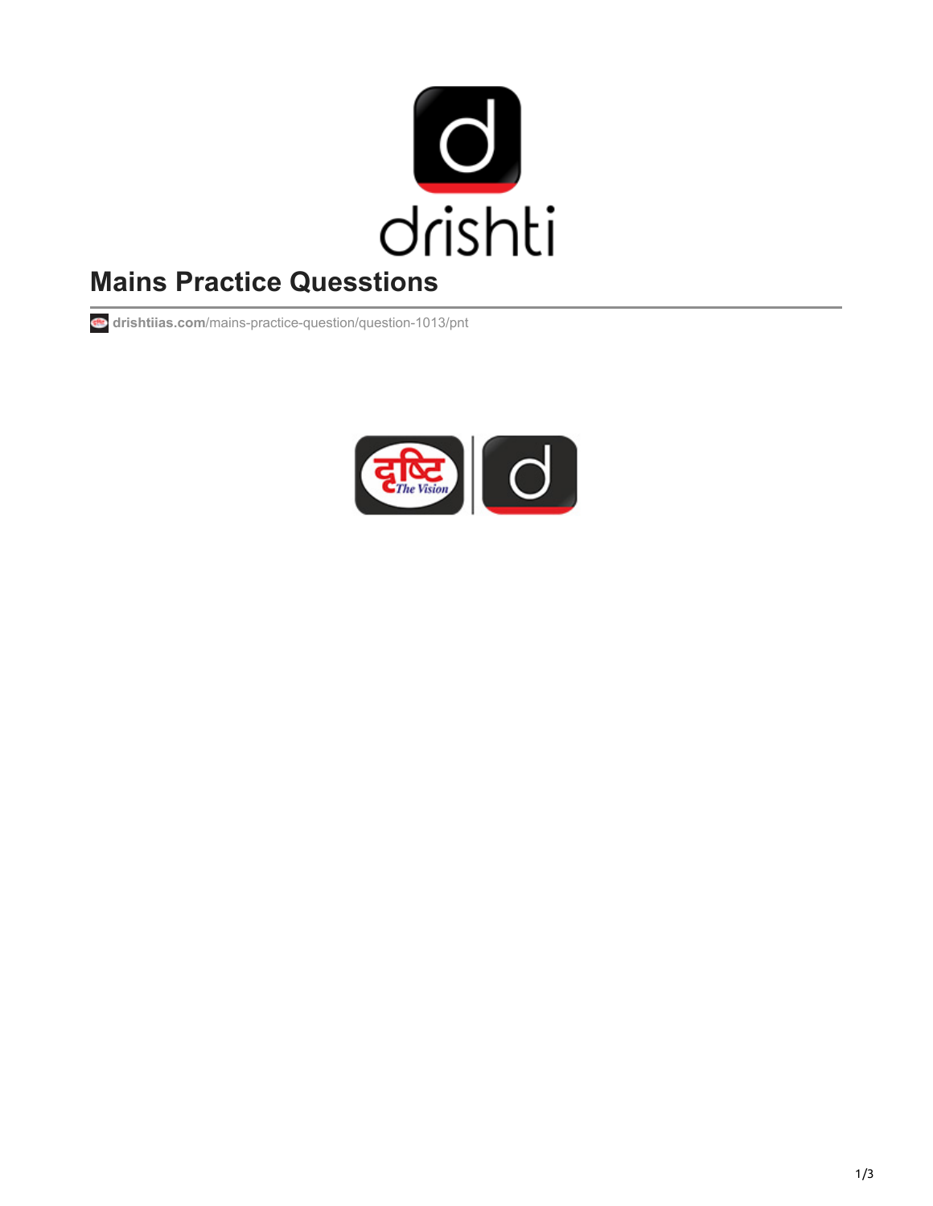# Mains Practice Quesstions

drishtiias.com/mains-practice-question/question-1013/pnt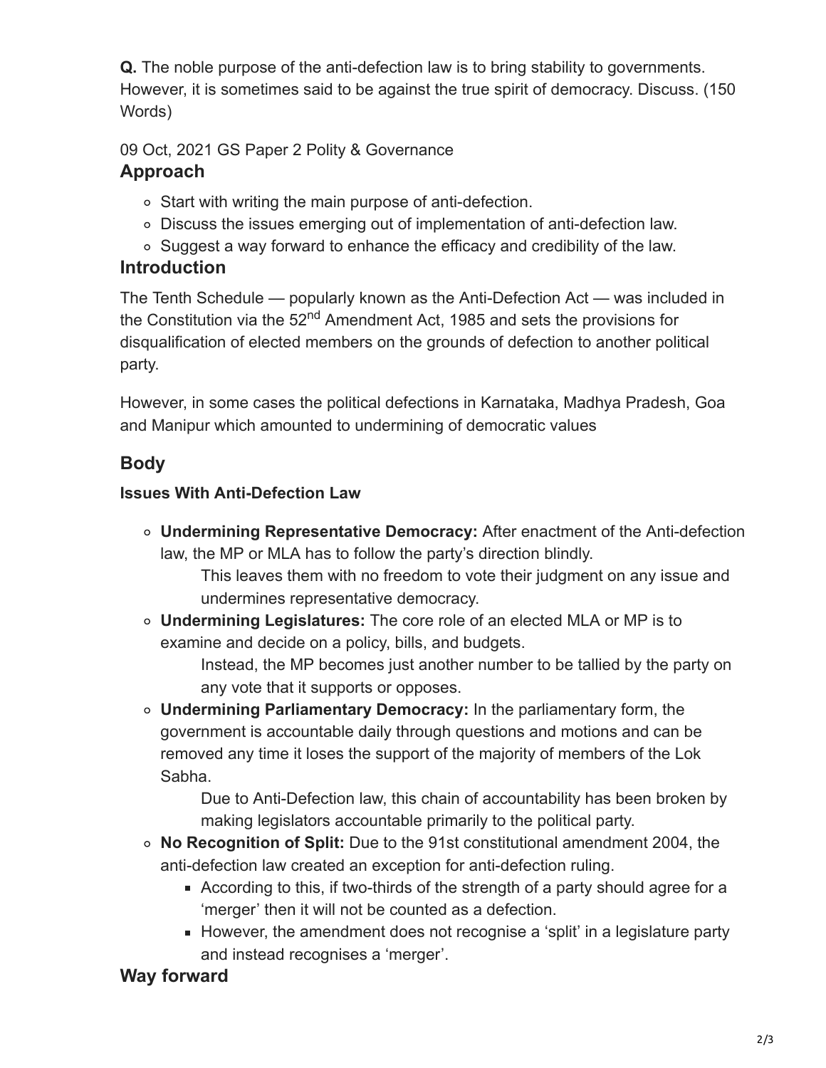**Q.** The noble purpose of the anti-defection law is to bring stability to governments. However, it is sometimes said to be against the true spirit of democracy. Discuss. (150 Words)

09 Oct, 2021 GS Paper 2 Polity & Governance

## Approach

- Start with writing the main purpose of anti-defection.
- Discuss the issues emerging out of implementation of anti-defection law.
- Suggest a way forward to enhance the efficacy and credibility of the law.

## Introduction

The Tenth Schedule — popularly known as the Anti-Defection Act — was included in the Constitution via the 52nd Amendment Act, 1985 and sets the provisions for disqualification of elected members on the grounds of defection to another political party.

However, in some cases the political defections in Karnataka, Madhya Pradesh, Goa and Manipur which amounted to undermining of democratic values

## Body

### Issues With Anti-Defection Law

- **Undermining Representative Democracy:** After enactment of the Anti-defection law, the MP or MLA has to follow the party's direction blindly.
  - This leaves them with no freedom to vote their judgment on any issue and undermines representative democracy.
- **Undermining Legislatures:** The core role of an elected MLA or MP is to examine and decide on a policy, bills, and budgets.
  - Instead, the MP becomes just another number to be tallied by the party on any vote that it supports or opposes.
- **Undermining Parliamentary Democracy:** In the parliamentary form, the government is accountable daily through questions and motions and can be removed any time it loses the support of the majority of members of the Lok Sabha.
  - Due to Anti-Defection law, this chain of accountability has been broken by making legislators accountable primarily to the political party.
- **No Recognition of Split:** Due to the 91st constitutional amendment 2004, the anti-defection law created an exception for anti-defection ruling.
  - According to this, if two-thirds of the strength of a party should agree for a 'merger' then it will not be counted as a defection.
  - However, the amendment does not recognise a 'split' in a legislature party and instead recognises a 'merger'.

## Way forward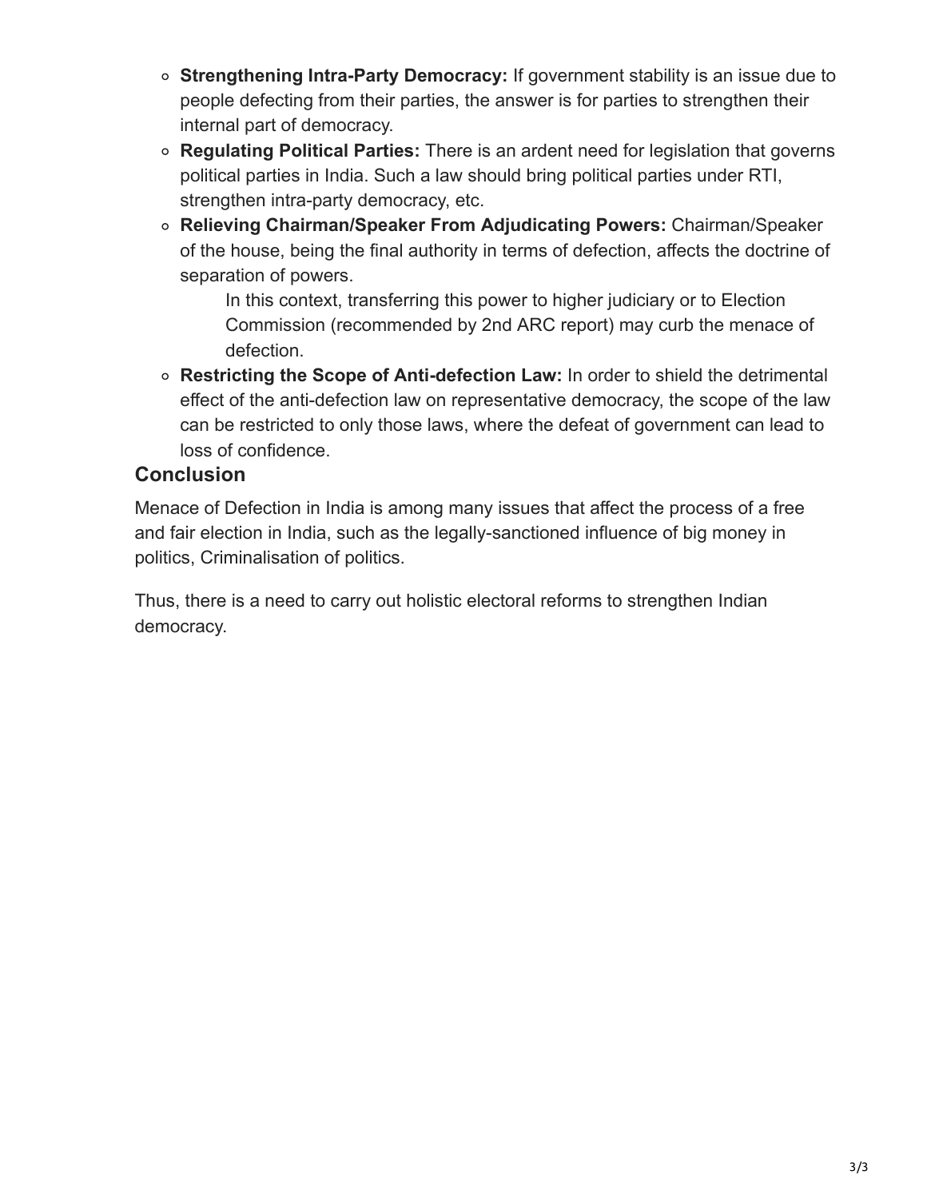- **Strengthening Intra-Party Democracy:** If government stability is an issue due to people defecting from their parties, the answer is for parties to strengthen their internal part of democracy.
- **Regulating Political Parties:** There is an ardent need for legislation that governs political parties in India. Such a law should bring political parties under RTI, strengthen intra-party democracy, etc.
- **Relieving Chairman/Speaker From Adjudicating Powers:** Chairman/Speaker of the house, being the final authority in terms of defection, affects the doctrine of separation of powers.

  In this context, transferring this power to higher judiciary or to Election Commission (recommended by 2nd ARC report) may curb the menace of defection.
- **Restricting the Scope of Anti-defection Law:** In order to shield the detrimental effect of the anti-defection law on representative democracy, the scope of the law can be restricted to only those laws, where the defeat of government can lead to loss of confidence.

## Conclusion

Menace of Defection in India is among many issues that affect the process of a free and fair election in India, such as the legally-sanctioned influence of big money in politics, Criminalisation of politics.

Thus, there is a need to carry out holistic electoral reforms to strengthen Indian democracy.